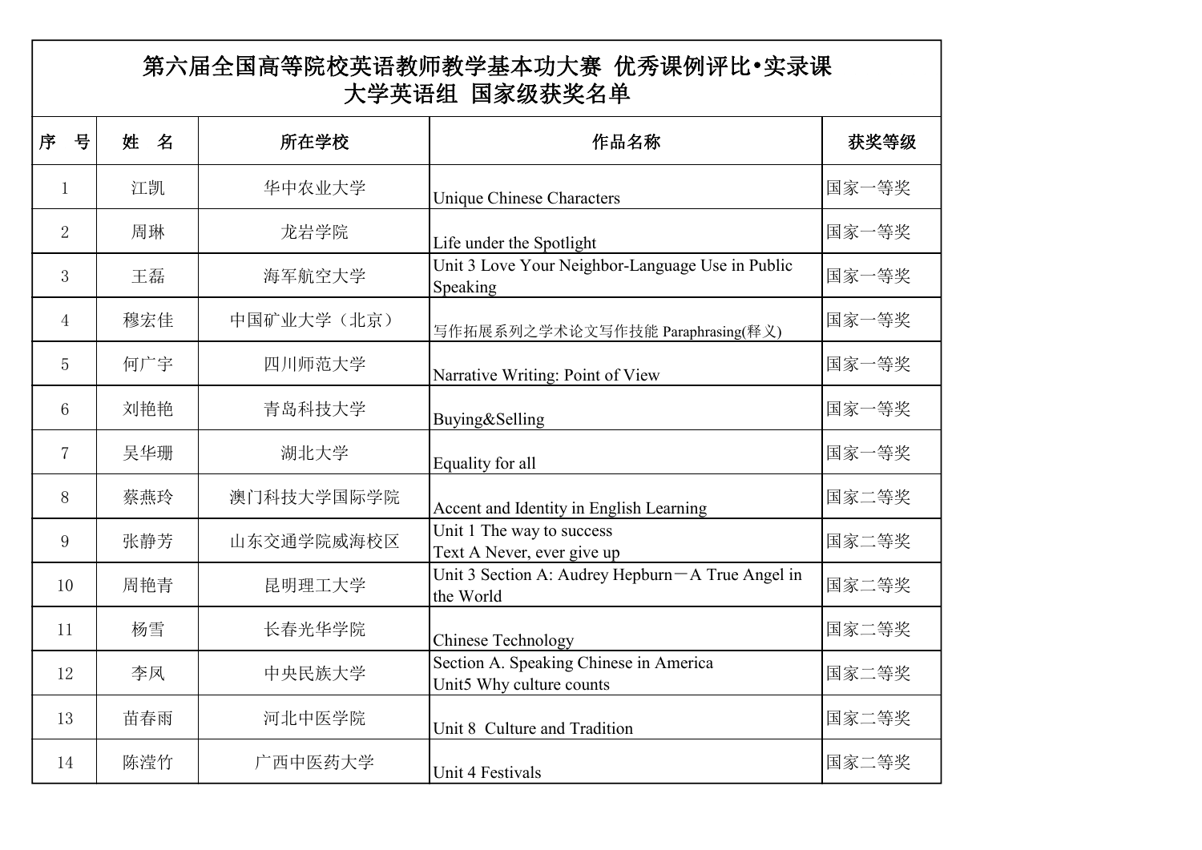# 第六届全国高等院校英语教师教学基本功大赛 优秀课例评比•实录课
## 大学英语组 国家级获奖名单

| 序　号 | 姓　名 | 所在学校 | 作品名称 | 获奖等级 |
|---|---|---|---|---|
| 1 | 江凯 | 华中农业大学 | Unique Chinese Characters | 国家一等奖 |
| 2 | 周琳 | 龙岩学院 | Life under the Spotlight | 国家一等奖 |
| 3 | 王磊 | 海军航空大学 | Unit 3 Love Your Neighbor-Language Use in Public Speaking | 国家一等奖 |
| 4 | 穆宏佳 | 中国矿业大学（北京） | 写作拓展系列之学术论文写作技能 Paraphrasing(释义) | 国家一等奖 |
| 5 | 何广宇 | 四川师范大学 | Narrative Writing: Point of View | 国家一等奖 |
| 6 | 刘艳艳 | 青岛科技大学 | Buying&Selling | 国家一等奖 |
| 7 | 吴华珊 | 湖北大学 | Equality for all | 国家一等奖 |
| 8 | 蔡燕玲 | 澳门科技大学国际学院 | Accent and Identity in English Learning | 国家二等奖 |
| 9 | 张静芳 | 山东交通学院威海校区 | Unit 1 The way to success<br>Text A Never, ever give up | 国家二等奖 |
| 10 | 周艳青 | 昆明理工大学 | Unit 3 Section A: Audrey Hepburn－A True Angel in the World | 国家二等奖 |
| 11 | 杨雪 | 长春光华学院 | Chinese Technology | 国家二等奖 |
| 12 | 李凤 | 中央民族大学 | Section A. Speaking Chinese in America<br>Unit5 Why culture counts | 国家二等奖 |
| 13 | 苗春雨 | 河北中医学院 | Unit 8  Culture and Tradition | 国家二等奖 |
| 14 | 陈滢竹 | 广西中医药大学 | Unit 4 Festivals | 国家二等奖 |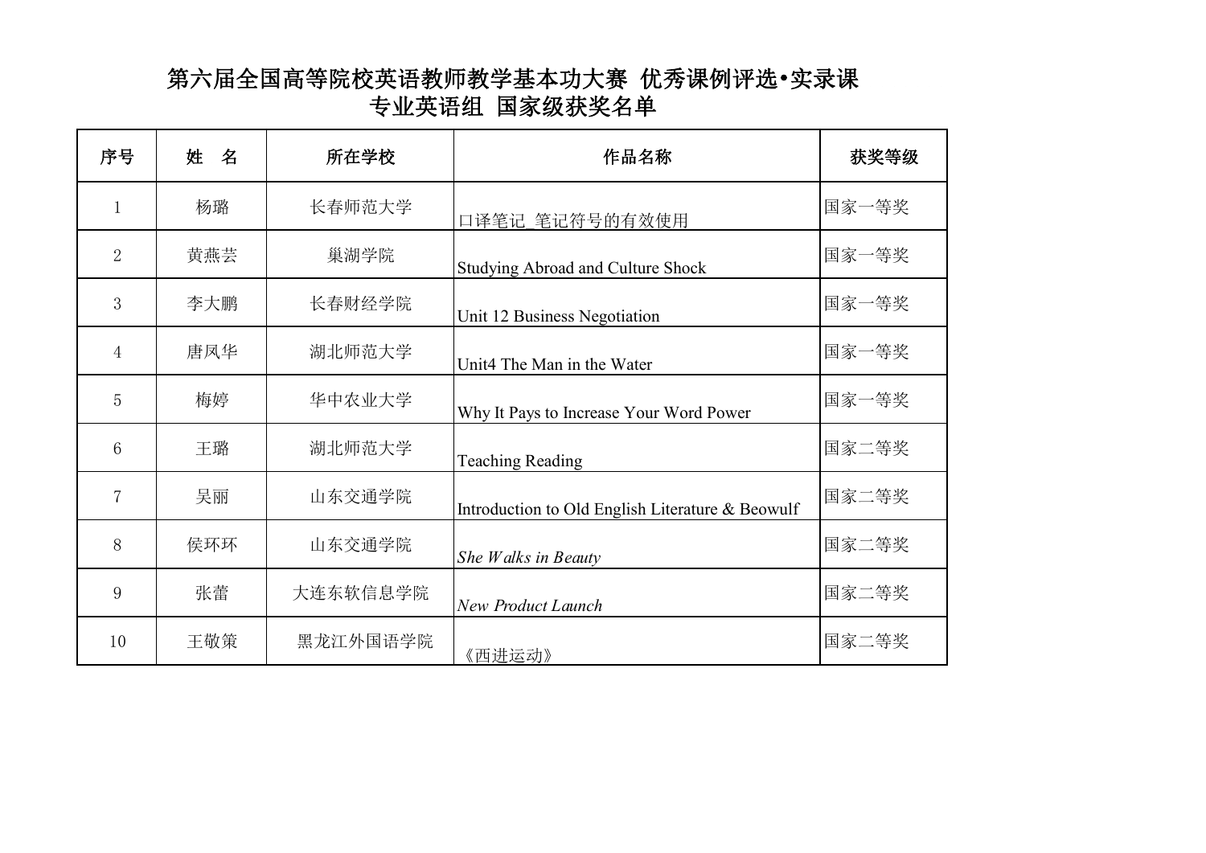# 第六届全国高等院校英语教师教学基本功大赛 优秀课例评选•实录课
## 专业英语组 国家级获奖名单

| 序号 | 姓　名 | 所在学校 | 作品名称 | 获奖等级 |
| --- | --- | --- | --- | --- |
| 1 | 杨璐 | 长春师范大学 | 口译笔记_笔记符号的有效使用 | 国家一等奖 |
| 2 | 黄燕芸 | 巢湖学院 | Studying Abroad and Culture Shock | 国家一等奖 |
| 3 | 李大鹏 | 长春财经学院 | Unit 12 Business Negotiation | 国家一等奖 |
| 4 | 唐凤华 | 湖北师范大学 | Unit4 The Man in the Water | 国家一等奖 |
| 5 | 梅婷 | 华中农业大学 | Why It Pays to Increase Your Word Power | 国家一等奖 |
| 6 | 王璐 | 湖北师范大学 | Teaching Reading | 国家二等奖 |
| 7 | 吴丽 | 山东交通学院 | Introduction to Old English Literature & Beowulf | 国家二等奖 |
| 8 | 侯环环 | 山东交通学院 | *She Walks in Beauty* | 国家二等奖 |
| 9 | 张蕾 | 大连东软信息学院 | *New Product Launch* | 国家二等奖 |
| 10 | 王敬策 | 黑龙江外国语学院 | 《西进运动》 | 国家二等奖 |